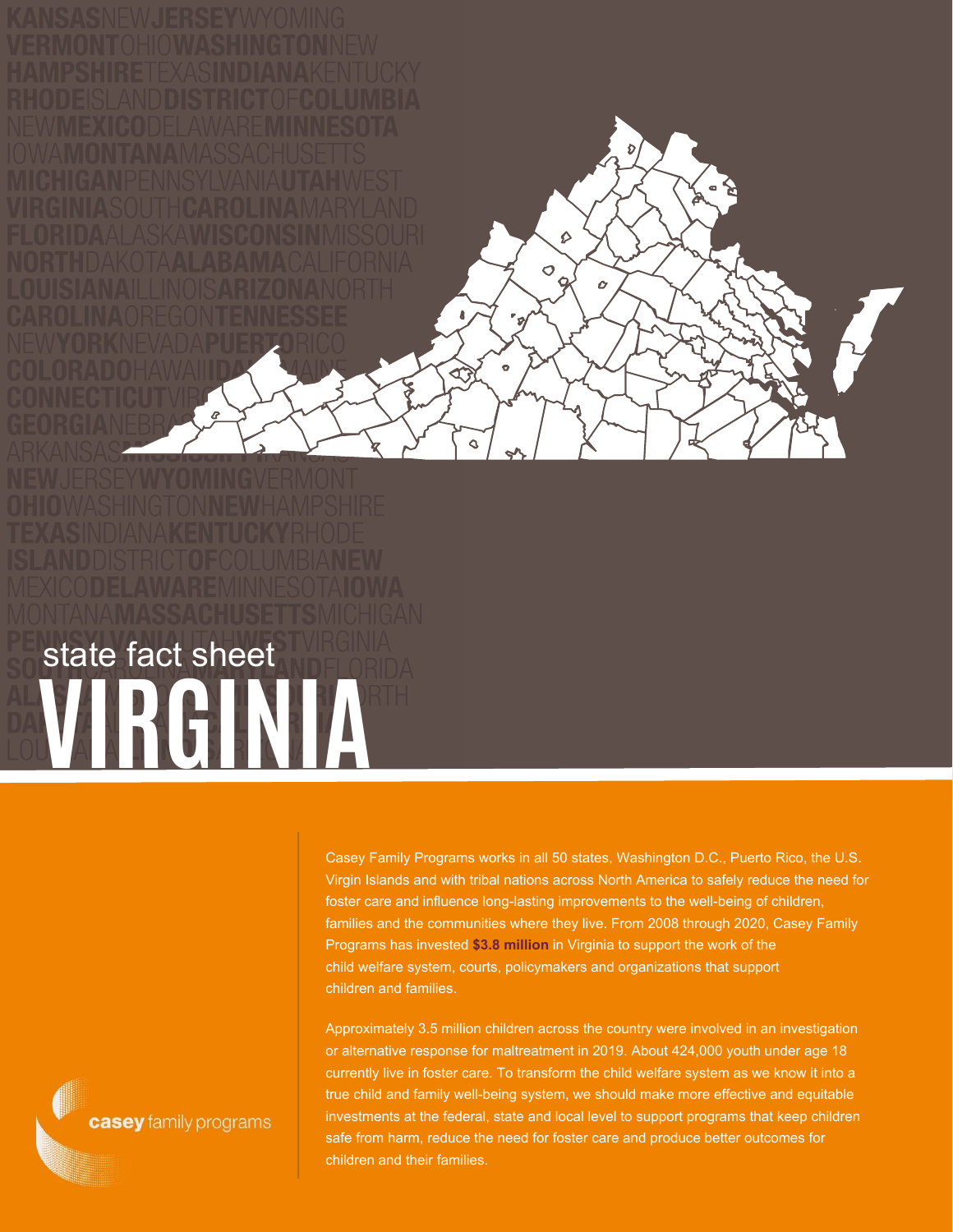state fact sheet

# VIRGINIA

Casey Family Programs works in all 50 states, Washington D.C., Puerto Rico, the U.S. Virgin Islands and with tribal nations across North America to safely reduce the need for foster care and influence long-lasting improvements to the well-being of children, families and the communities where they live. From 2008 through 2020, Casey Family Programs has invested **$3.8 million** in Virginia to support the work of the child welfare system, courts, policymakers and organizations that support children and families.

Approximately 3.5 million children across the country were involved in an investigation or alternative response for maltreatment in 2019. About 424,000 youth under age 18 currently live in foster care. To transform the child welfare system as we know it into a true child and family well-being system, we should make more effective and equitable investments at the federal, state and local level to support programs that keep children safe from harm, reduce the need for foster care and produce better outcomes for children and their families.

casey family programs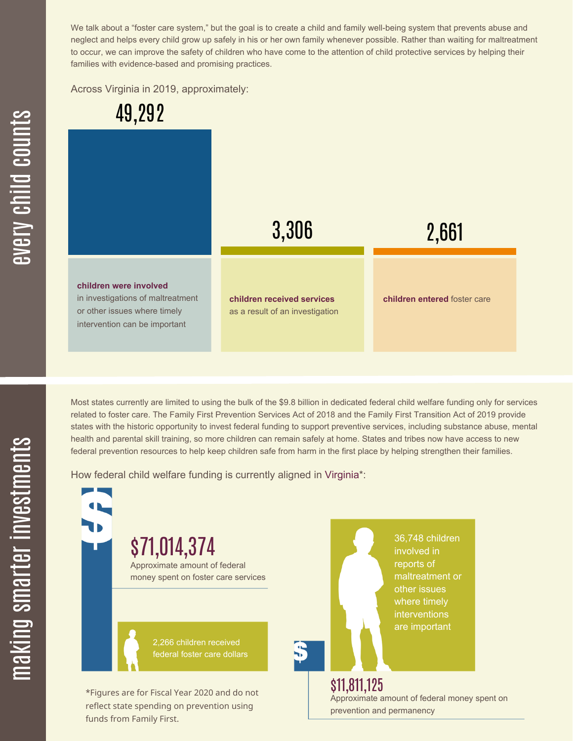## every child counts

We talk about a "foster care system," but the goal is to create a child and family well-being system that prevents abuse and neglect and helps every child grow up safely in his or her own family whenever possible. Rather than waiting for maltreatment to occur, we can improve the safety of children who have come to the attention of child protective services by helping their families with evidence-based and promising practices.

Across Virginia in 2019, approximately:

**49,292**

**children were involved** in investigations of maltreatment or other issues where timely intervention can be important

**3,306**

**children received services** as a result of an investigation

**2,661**

**children entered** foster care

## making smarter investments

Most states currently are limited to using the bulk of the $9.8 billion in dedicated federal child welfare funding only for services related to foster care. The Family First Prevention Services Act of 2018 and the Family First Transition Act of 2019 provide states with the historic opportunity to invest federal funding to support preventive services, including substance abuse, mental health and parental skill training, so more children can remain safely at home. States and tribes now have access to new federal prevention resources to help keep children safe from harm in the first place by helping strengthen their families.

How federal child welfare funding is currently aligned in Virginia*:

**$71,014,374**

Approximate amount of federal money spent on foster care services

2,266 children received federal foster care dollars

36,748 children involved in reports of maltreatment or other issues where timely interventions are important

**$11,811,125**

Approximate amount of federal money spent on prevention and permanency

*Figures are for Fiscal Year 2020 and do not reflect state spending on prevention using funds from Family First.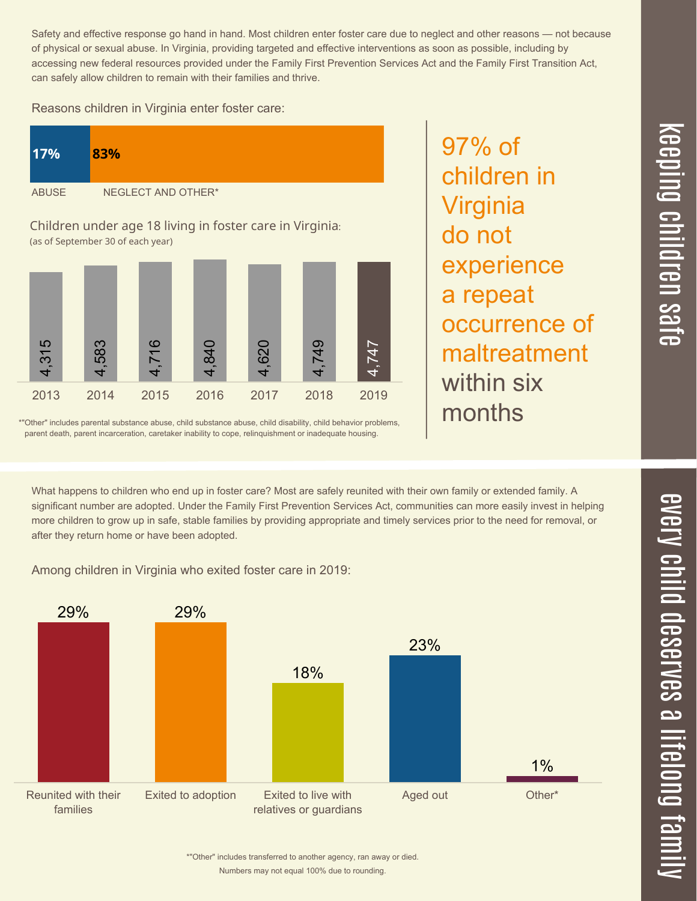## keeping children safe

Safety and effective response go hand in hand. Most children enter foster care due to neglect and other reasons — not because of physical or sexual abuse. In Virginia, providing targeted and effective interventions as soon as possible, including by accessing new federal resources provided under the Family First Prevention Services Act and the Family First Transition Act, can safely allow children to remain with their families and thrive.

Reasons children in Virginia enter foster care:

| ABUSE | NEGLECT AND OTHER* |
|---|---|
| 17% | 83% |

Children under age 18 living in foster care in Virginia:
(as of September 30 of each year)

| 2013 | 2014 | 2015 | 2016 | 2017 | 2018 | 2019 |
|---|---|---|---|---|---|---|
| 4,315 | 4,583 | 4,716 | 4,840 | 4,620 | 4,749 | 4,747 |

*"Other" includes parental substance abuse, child substance abuse, child disability, child behavior problems, parent death, parent incarceration, caretaker inability to cope, relinquishment or inadequate housing.

97% of children in Virginia do not experience a repeat occurrence of maltreatment within six months

## every child deserves a lifelong family

What happens to children who end up in foster care? Most are safely reunited with their own family or extended family. A significant number are adopted. Under the Family First Prevention Services Act, communities can more easily invest in helping more children to grow up in safe, stable families by providing appropriate and timely services prior to the need for removal, or after they return home or have been adopted.

Among children in Virginia who exited foster care in 2019:

| Reunited with their families | Exited to adoption | Exited to live with relatives or guardians | Aged out | Other* |
|---|---|---|---|---|
| 29% | 29% | 18% | 23% | 1% |

*"Other" includes transferred to another agency, ran away or died.
Numbers may not equal 100% due to rounding.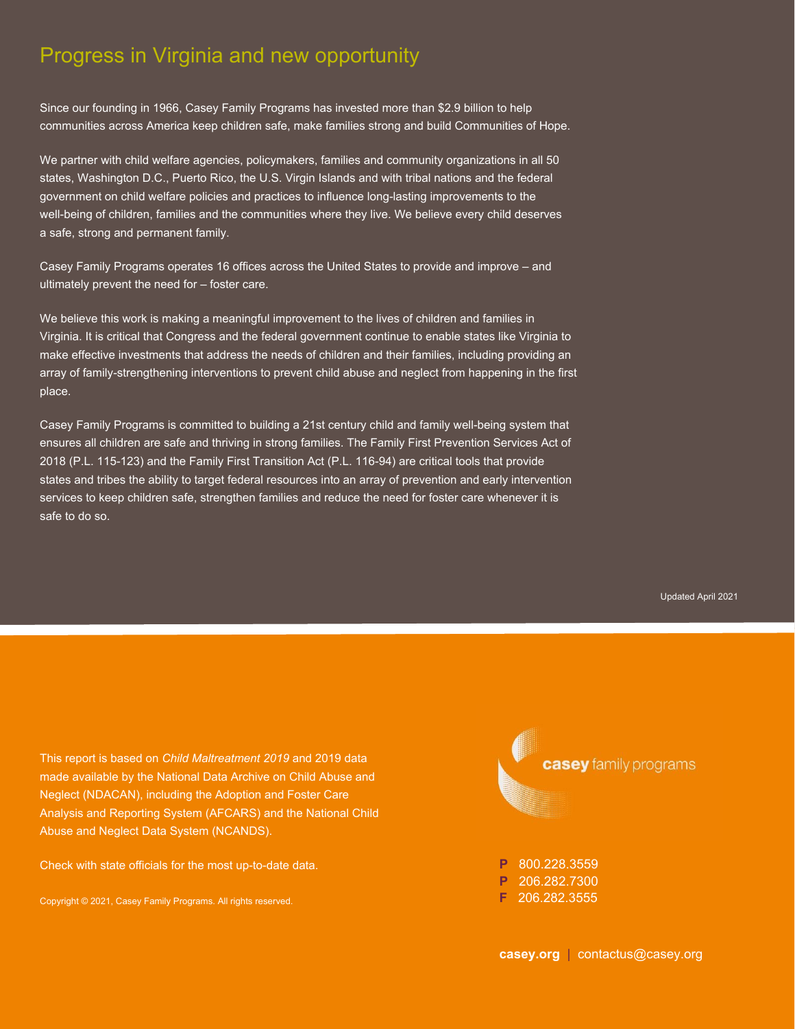## Progress in Virginia and new opportunity

Since our founding in 1966, Casey Family Programs has invested more than $2.9 billion to help communities across America keep children safe, make families strong and build Communities of Hope.

We partner with child welfare agencies, policymakers, families and community organizations in all 50 states, Washington D.C., Puerto Rico, the U.S. Virgin Islands and with tribal nations and the federal government on child welfare policies and practices to influence long-lasting improvements to the well-being of children, families and the communities where they live. We believe every child deserves a safe, strong and permanent family.

Casey Family Programs operates 16 offices across the United States to provide and improve – and ultimately prevent the need for – foster care.

We believe this work is making a meaningful improvement to the lives of children and families in Virginia. It is critical that Congress and the federal government continue to enable states like Virginia to make effective investments that address the needs of children and their families, including providing an array of family-strengthening interventions to prevent child abuse and neglect from happening in the first place.

Casey Family Programs is committed to building a 21st century child and family well-being system that ensures all children are safe and thriving in strong families. The Family First Prevention Services Act of 2018 (P.L. 115-123) and the Family First Transition Act (P.L. 116-94) are critical tools that provide states and tribes the ability to target federal resources into an array of prevention and early intervention services to keep children safe, strengthen families and reduce the need for foster care whenever it is safe to do so.

Updated April 2021

This report is based on *Child Maltreatment 2019* and 2019 data made available by the National Data Archive on Child Abuse and Neglect (NDACAN), including the Adoption and Foster Care Analysis and Reporting System (AFCARS) and the National Child Abuse and Neglect Data System (NCANDS).

Check with state officials for the most up-to-date data.

Copyright © 2021, Casey Family Programs. All rights reserved.

**casey** family programs

**P** 800.228.3559
**P** 206.282.7300
**F** 206.282.3555

**casey.org** | contactus@casey.org